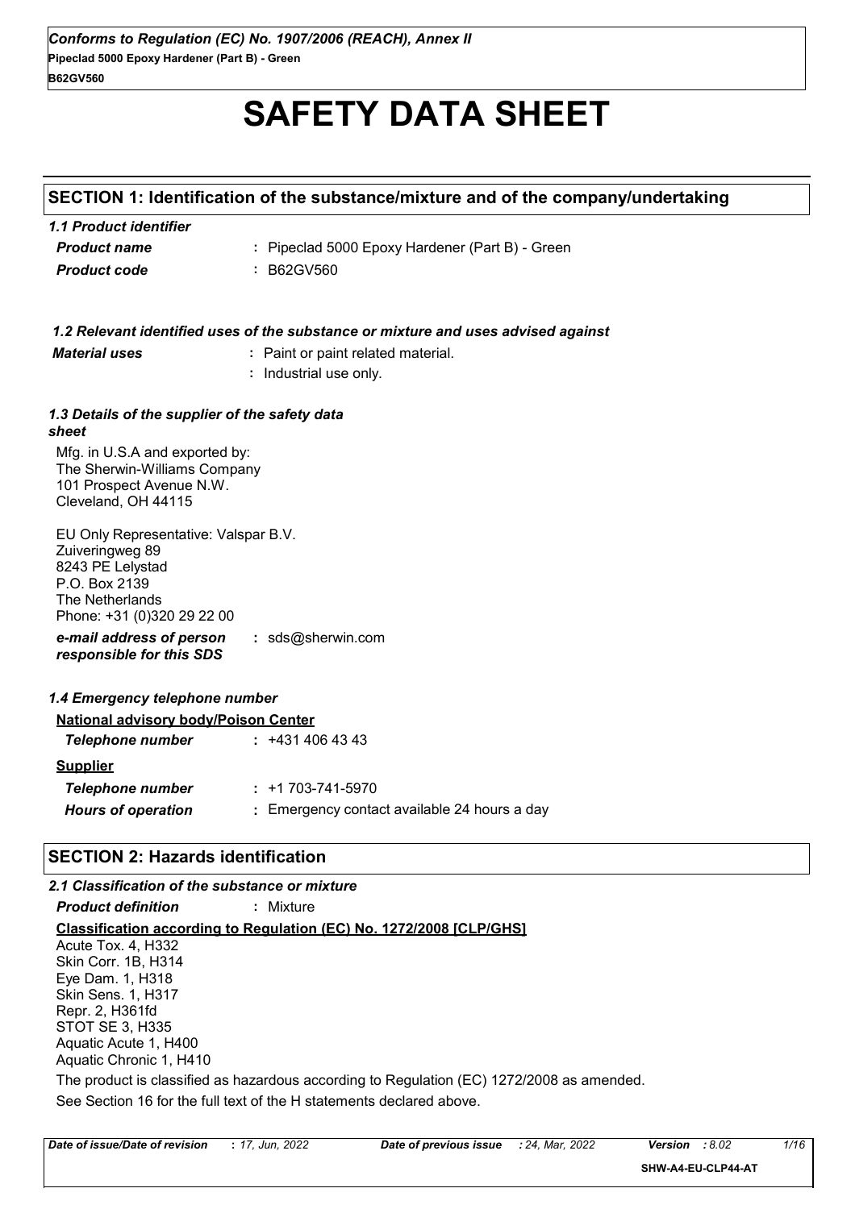# SAFETY DATA SHEET

## SECTION 1: Identification of the substance/mixture and of the company/undertaking

### *1.1 Product identifier*

| | |
|---|---|
| ***Product name*** | **:** Pipeclad 5000 Epoxy Hardener (Part B) - Green |
| ***Product code*** | **:** B62GV560 |

### *1.2 Relevant identified uses of the substance or mixture and uses advised against*

| | |
|---|---|
| ***Material uses*** | **:** Paint or paint related material. |
| | **:** Industrial use only. |

### *1.3 Details of the supplier of the safety data sheet*

Mfg. in U.S.A and exported by:
The Sherwin-Williams Company
101 Prospect Avenue N.W.
Cleveland, OH 44115

EU Only Representative: Valspar B.V.
Zuiveringweg 89
8243 PE Lelystad
P.O. Box 2139
The Netherlands
Phone: +31 (0)320 29 22 00

| | |
|---|---|
| ***e-mail address of person responsible for this SDS*** | **:** sds@sherwin.com |

### *1.4 Emergency telephone number*

**National advisory body/Poison Center**

| | |
|---|---|
| ***Telephone number*** | **:** +431 406 43 43 |

**Supplier**

| | |
|---|---|
| ***Telephone number*** | **:** +1 703-741-5970 |
| ***Hours of operation*** | **:** Emergency contact available 24 hours a day |

## SECTION 2: Hazards identification

### *2.1 Classification of the substance or mixture*

***Product definition*** **:** Mixture

**Classification according to Regulation (EC) No. 1272/2008 [CLP/GHS]**

Acute Tox. 4, H332
Skin Corr. 1B, H314
Eye Dam. 1, H318
Skin Sens. 1, H317
Repr. 2, H361fd
STOT SE 3, H335
Aquatic Acute 1, H400
Aquatic Chronic 1, H410

The product is classified as hazardous according to Regulation (EC) 1272/2008 as amended.

See Section 16 for the full text of the H statements declared above.

| *Date of issue/Date of revision* | **:** *17, Jun, 2022* | *Date of previous issue* | *: 24, Mar, 2022* | *Version* | *: 8.02* |
|---|---|---|---|---|---|

SHW-A4-EU-CLP44-AT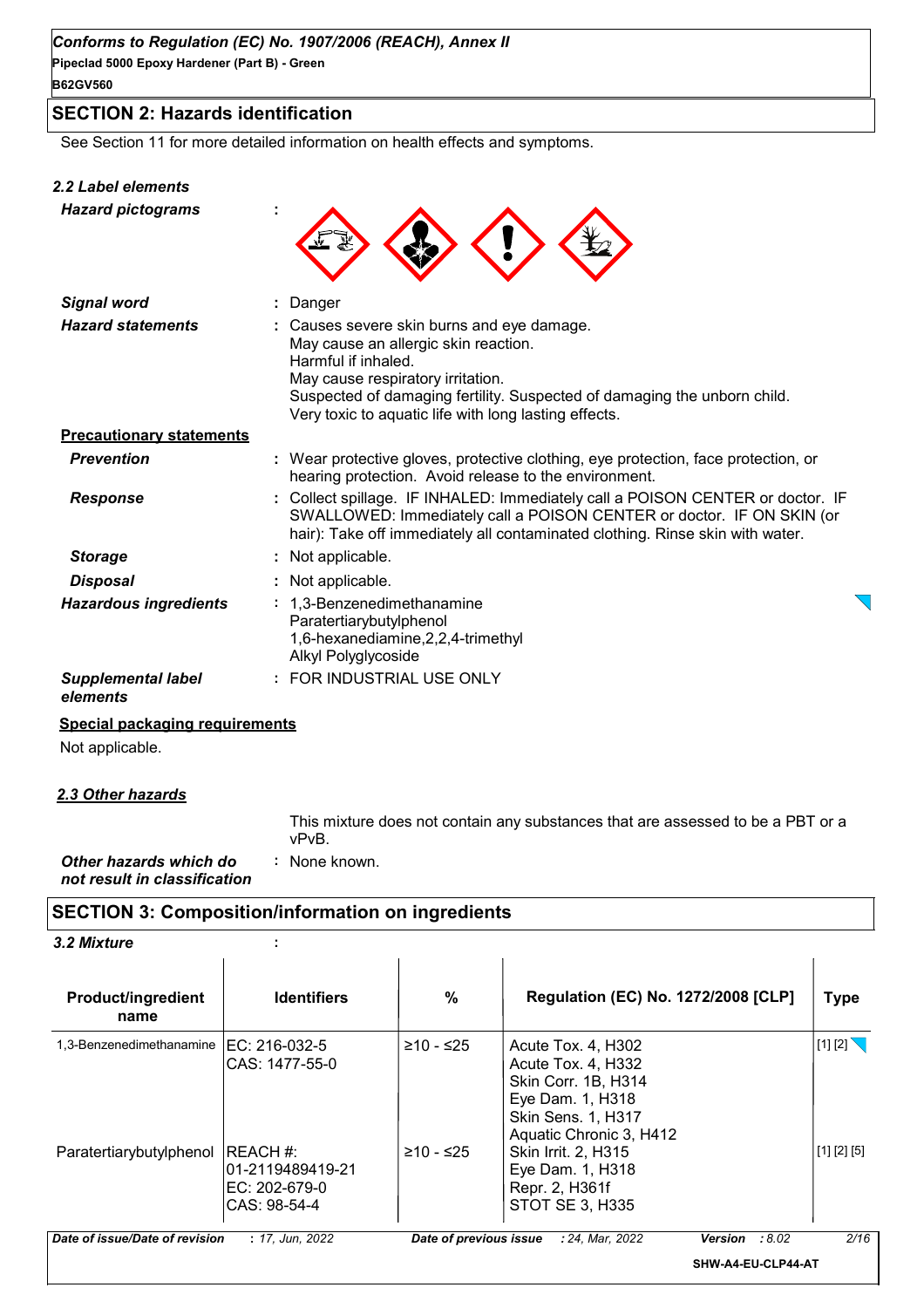## SECTION 2: Hazards identification

See Section 11 for more detailed information on health effects and symptoms.

### 2.2 Label elements

| | |
|---|---|
| ***Hazard pictograms*** | : |
| ***Signal word*** | : Danger |
| ***Hazard statements*** | : Causes severe skin burns and eye damage.<br>May cause an allergic skin reaction.<br>Harmful if inhaled.<br>May cause respiratory irritation.<br>Suspected of damaging fertility. Suspected of damaging the unborn child.<br>Very toxic to aquatic life with long lasting effects. |

**Precautionary statements**

| | |
|---|---|
| ***Prevention*** | : Wear protective gloves, protective clothing, eye protection, face protection, or hearing protection. Avoid release to the environment. |
| ***Response*** | : Collect spillage. IF INHALED: Immediately call a POISON CENTER or doctor. IF SWALLOWED: Immediately call a POISON CENTER or doctor. IF ON SKIN (or hair): Take off immediately all contaminated clothing. Rinse skin with water. |
| ***Storage*** | : Not applicable. |
| ***Disposal*** | : Not applicable. |
| ***Hazardous ingredients*** | : 1,3-Benzenedimethanamine<br>Paratertiarybutylphenol<br>1,6-hexanediamine,2,2,4-trimethyl<br>Alkyl Polyglycoside |
| ***Supplemental label elements*** | : FOR INDUSTRIAL USE ONLY |

**Special packaging requirements**

Not applicable.

### 2.3 Other hazards

This mixture does not contain any substances that are assessed to be a PBT or a vPvB.

***Other hazards which do not result in classification*** : None known.

## SECTION 3: Composition/information on ingredients

### 3.2 Mixture :

| Product/ingredient name | Identifiers | % | Regulation (EC) No. 1272/2008 [CLP] | Type |
|---|---|---|---|---|
| 1,3-Benzenedimethanamine | EC: 216-032-5<br>CAS: 1477-55-0 | ≥10 - ≤25 | Acute Tox. 4, H302<br>Acute Tox. 4, H332<br>Skin Corr. 1B, H314<br>Eye Dam. 1, H318<br>Skin Sens. 1, H317<br>Aquatic Chronic 3, H412 | [1] [2] |
| Paratertiarybutylphenol | REACH #:<br>01-2119489419-21<br>EC: 202-679-0<br>CAS: 98-54-4 | ≥10 - ≤25 | Skin Irrit. 2, H315<br>Eye Dam. 1, H318<br>Repr. 2, H361f<br>STOT SE 3, H335 | [1] [2] [5] |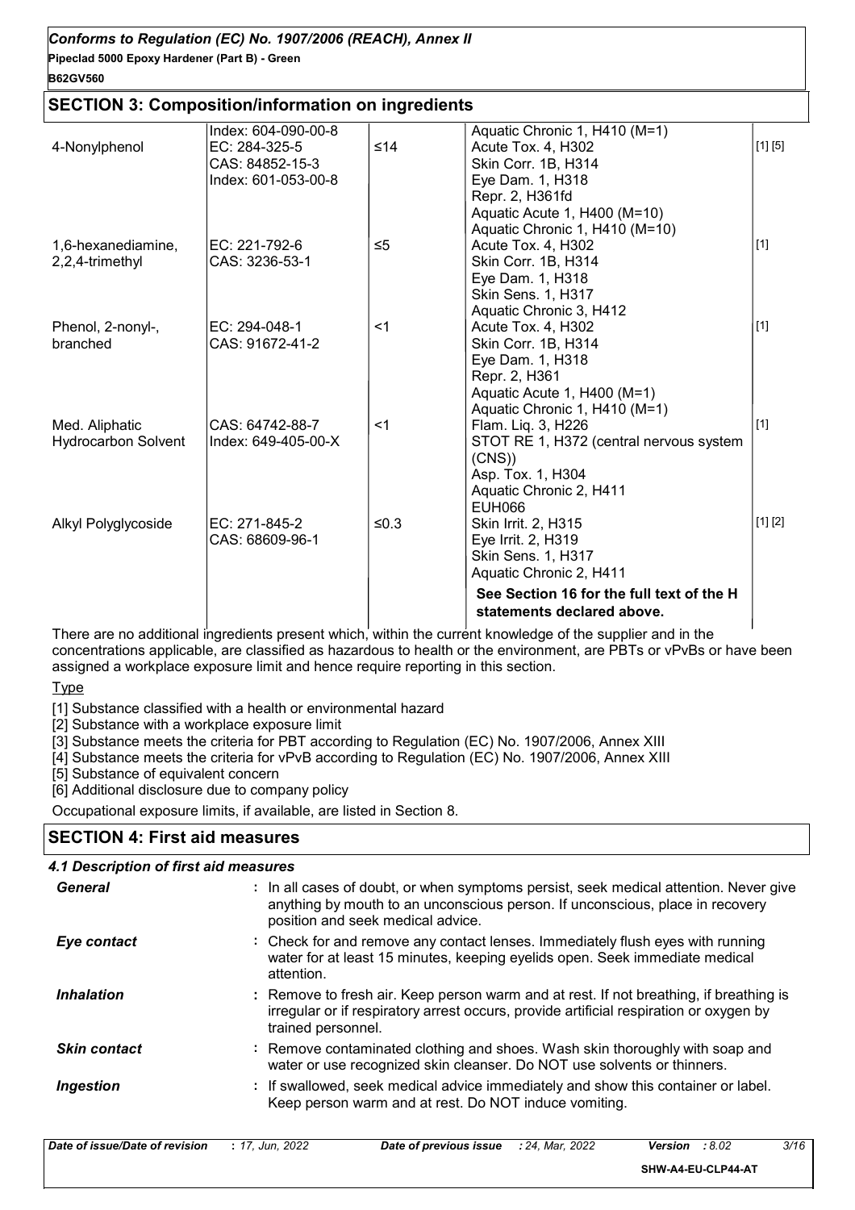## SECTION 3: Composition/information on ingredients

| | | | | |
|---|---|---|---|---|
| 4-Nonylphenol | Index: 604-090-00-8<br>EC: 284-325-5<br>CAS: 84852-15-3<br>Index: 601-053-00-8 | ≤14 | Aquatic Chronic 1, H410 (M=1)<br>Acute Tox. 4, H302<br>Skin Corr. 1B, H314<br>Eye Dam. 1, H318<br>Repr. 2, H361fd<br>Aquatic Acute 1, H400 (M=10)<br>Aquatic Chronic 1, H410 (M=10) | [1] [5] |
| 1,6-hexanediamine, 2,2,4-trimethyl | EC: 221-792-6<br>CAS: 3236-53-1 | ≤5 | Acute Tox. 4, H302<br>Skin Corr. 1B, H314<br>Eye Dam. 1, H318<br>Skin Sens. 1, H317<br>Aquatic Chronic 3, H412 | [1] |
| Phenol, 2-nonyl-, branched | EC: 294-048-1<br>CAS: 91672-41-2 | <1 | Acute Tox. 4, H302<br>Skin Corr. 1B, H314<br>Eye Dam. 1, H318<br>Repr. 2, H361<br>Aquatic Acute 1, H400 (M=1)<br>Aquatic Chronic 1, H410 (M=1) | [1] |
| Med. Aliphatic Hydrocarbon Solvent | CAS: 64742-88-7<br>Index: 649-405-00-X | <1 | Flam. Liq. 3, H226<br>STOT RE 1, H372 (central nervous system (CNS))<br>Asp. Tox. 1, H304<br>Aquatic Chronic 2, H411<br>EUH066 | [1] |
| Alkyl Polyglycoside | EC: 271-845-2<br>CAS: 68609-96-1 | ≤0.3 | Skin Irrit. 2, H315<br>Eye Irrit. 2, H319<br>Skin Sens. 1, H317<br>Aquatic Chronic 2, H411 | [1] [2] |
| | | | **See Section 16 for the full text of the H statements declared above.** | |

There are no additional ingredients present which, within the current knowledge of the supplier and in the concentrations applicable, are classified as hazardous to health or the environment, are PBTs or vPvBs or have been assigned a workplace exposure limit and hence require reporting in this section.

Type

[1] Substance classified with a health or environmental hazard
[2] Substance with a workplace exposure limit
[3] Substance meets the criteria for PBT according to Regulation (EC) No. 1907/2006, Annex XIII
[4] Substance meets the criteria for vPvB according to Regulation (EC) No. 1907/2006, Annex XIII
[5] Substance of equivalent concern
[6] Additional disclosure due to company policy

Occupational exposure limits, if available, are listed in Section 8.

## SECTION 4: First aid measures

### 4.1 Description of first aid measures

**General** : In all cases of doubt, or when symptoms persist, seek medical attention. Never give anything by mouth to an unconscious person. If unconscious, place in recovery position and seek medical advice.

**Eye contact** : Check for and remove any contact lenses. Immediately flush eyes with running water for at least 15 minutes, keeping eyelids open. Seek immediate medical attention.

**Inhalation** : Remove to fresh air. Keep person warm and at rest. If not breathing, if breathing is irregular or if respiratory arrest occurs, provide artificial respiration or oxygen by trained personnel.

**Skin contact** : Remove contaminated clothing and shoes. Wash skin thoroughly with soap and water or use recognized skin cleanser. Do NOT use solvents or thinners.

**Ingestion** : If swallowed, seek medical advice immediately and show this container or label. Keep person warm and at rest. Do NOT induce vomiting.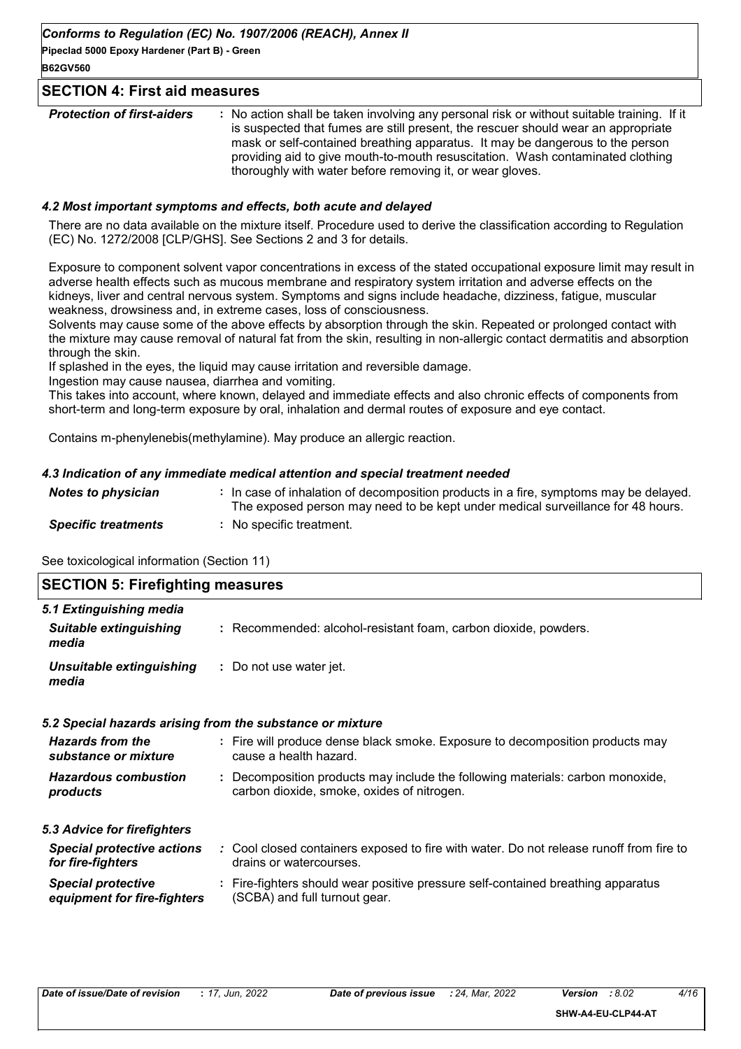## SECTION 4: First aid measures

| | |
|---|---|
| ***Protection of first-aiders*** | : No action shall be taken involving any personal risk or without suitable training. If it is suspected that fumes are still present, the rescuer should wear an appropriate mask or self-contained breathing apparatus. It may be dangerous to the person providing aid to give mouth-to-mouth resuscitation. Wash contaminated clothing thoroughly with water before removing it, or wear gloves. |

### *4.2 Most important symptoms and effects, both acute and delayed*

There are no data available on the mixture itself. Procedure used to derive the classification according to Regulation (EC) No. 1272/2008 [CLP/GHS]. See Sections 2 and 3 for details.

Exposure to component solvent vapor concentrations in excess of the stated occupational exposure limit may result in adverse health effects such as mucous membrane and respiratory system irritation and adverse effects on the kidneys, liver and central nervous system. Symptoms and signs include headache, dizziness, fatigue, muscular weakness, drowsiness and, in extreme cases, loss of consciousness.
Solvents may cause some of the above effects by absorption through the skin. Repeated or prolonged contact with the mixture may cause removal of natural fat from the skin, resulting in non-allergic contact dermatitis and absorption through the skin.
If splashed in the eyes, the liquid may cause irritation and reversible damage.
Ingestion may cause nausea, diarrhea and vomiting.
This takes into account, where known, delayed and immediate effects and also chronic effects of components from short-term and long-term exposure by oral, inhalation and dermal routes of exposure and eye contact.

Contains m-phenylenebis(methylamine). May produce an allergic reaction.

### *4.3 Indication of any immediate medical attention and special treatment needed*

| | |
|---|---|
| ***Notes to physician*** | : In case of inhalation of decomposition products in a fire, symptoms may be delayed. The exposed person may need to be kept under medical surveillance for 48 hours. |
| ***Specific treatments*** | : No specific treatment. |

See toxicological information (Section 11)

## SECTION 5: Firefighting measures

### *5.1 Extinguishing media*

| | |
|---|---|
| ***Suitable extinguishing media*** | : Recommended: alcohol-resistant foam, carbon dioxide, powders. |
| ***Unsuitable extinguishing media*** | : Do not use water jet. |

### *5.2 Special hazards arising from the substance or mixture*

| | |
|---|---|
| ***Hazards from the substance or mixture*** | : Fire will produce dense black smoke. Exposure to decomposition products may cause a health hazard. |
| ***Hazardous combustion products*** | : Decomposition products may include the following materials: carbon monoxide, carbon dioxide, smoke, oxides of nitrogen. |

### *5.3 Advice for firefighters*

| | |
|---|---|
| ***Special protective actions for fire-fighters*** | : Cool closed containers exposed to fire with water. Do not release runoff from fire to drains or watercourses. |
| ***Special protective equipment for fire-fighters*** | : Fire-fighters should wear positive pressure self-contained breathing apparatus (SCBA) and full turnout gear. |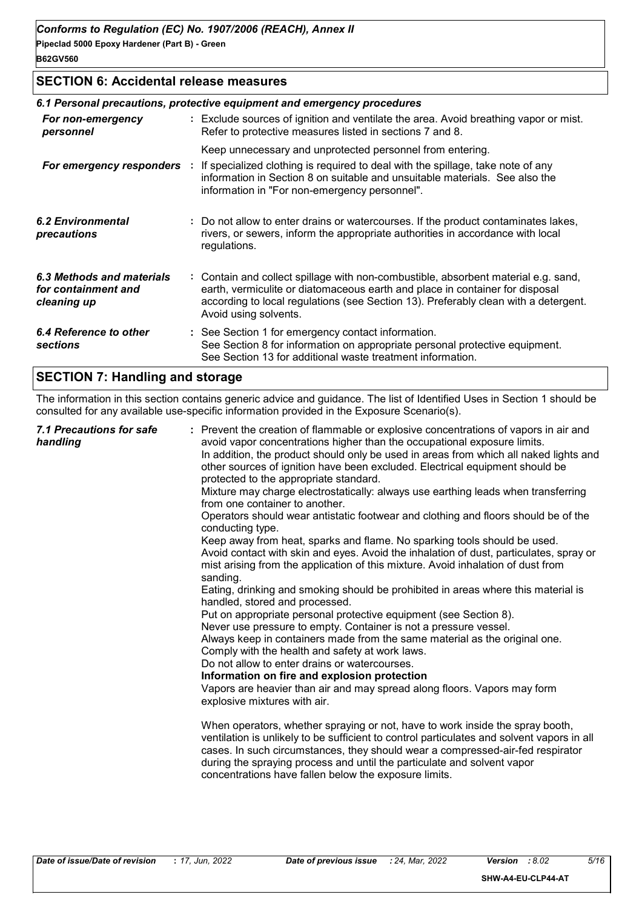## SECTION 6: Accidental release measures

### *6.1 Personal precautions, protective equipment and emergency procedures*

| | |
|---|---|
| ***For non-emergency personnel*** | : Exclude sources of ignition and ventilate the area. Avoid breathing vapor or mist. Refer to protective measures listed in sections 7 and 8. Keep unnecessary and unprotected personnel from entering. |
| ***For emergency responders*** | : If specialized clothing is required to deal with the spillage, take note of any information in Section 8 on suitable and unsuitable materials. See also the information in "For non-emergency personnel". |
| ***6.2 Environmental precautions*** | : Do not allow to enter drains or watercourses. If the product contaminates lakes, rivers, or sewers, inform the appropriate authorities in accordance with local regulations. |
| ***6.3 Methods and materials for containment and cleaning up*** | : Contain and collect spillage with non-combustible, absorbent material e.g. sand, earth, vermiculite or diatomaceous earth and place in container for disposal according to local regulations (see Section 13). Preferably clean with a detergent. Avoid using solvents. |
| ***6.4 Reference to other sections*** | : See Section 1 for emergency contact information. See Section 8 for information on appropriate personal protective equipment. See Section 13 for additional waste treatment information. |

## SECTION 7: Handling and storage

The information in this section contains generic advice and guidance. The list of Identified Uses in Section 1 should be consulted for any available use-specific information provided in the Exposure Scenario(s).

***7.1 Precautions for safe handling***

: Prevent the creation of flammable or explosive concentrations of vapors in air and avoid vapor concentrations higher than the occupational exposure limits.
In addition, the product should only be used in areas from which all naked lights and other sources of ignition have been excluded. Electrical equipment should be protected to the appropriate standard.
Mixture may charge electrostatically: always use earthing leads when transferring from one container to another.
Operators should wear antistatic footwear and clothing and floors should be of the conducting type.
Keep away from heat, sparks and flame. No sparking tools should be used.
Avoid contact with skin and eyes. Avoid the inhalation of dust, particulates, spray or mist arising from the application of this mixture. Avoid inhalation of dust from sanding.
Eating, drinking and smoking should be prohibited in areas where this material is handled, stored and processed.
Put on appropriate personal protective equipment (see Section 8).
Never use pressure to empty. Container is not a pressure vessel.
Always keep in containers made from the same material as the original one.
Comply with the health and safety at work laws.
Do not allow to enter drains or watercourses.

**Information on fire and explosion protection**

Vapors are heavier than air and may spread along floors. Vapors may form explosive mixtures with air.

When operators, whether spraying or not, have to work inside the spray booth, ventilation is unlikely to be sufficient to control particulates and solvent vapors in all cases. In such circumstances, they should wear a compressed-air-fed respirator during the spraying process and until the particulate and solvent vapor concentrations have fallen below the exposure limits.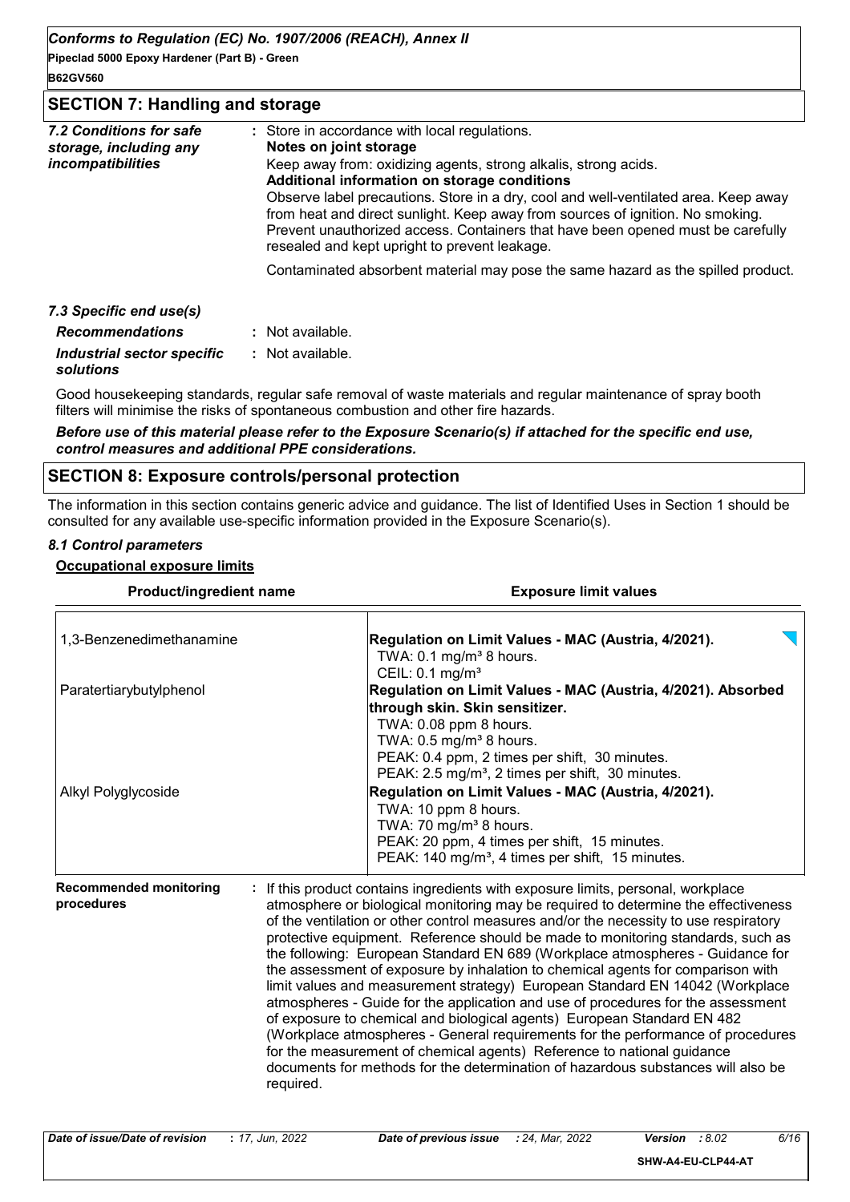## SECTION 7: Handling and storage

| | |
|---|---|
| *7.2 Conditions for safe storage, including any incompatibilities* | : Store in accordance with local regulations.<br>**Notes on joint storage**<br>Keep away from: oxidizing agents, strong alkalis, strong acids.<br>**Additional information on storage conditions**<br>Observe label precautions. Store in a dry, cool and well-ventilated area. Keep away from heat and direct sunlight. Keep away from sources of ignition. No smoking. Prevent unauthorized access. Containers that have been opened must be carefully resealed and kept upright to prevent leakage.<br><br>Contaminated absorbent material may pose the same hazard as the spilled product. |

*7.3 Specific end use(s)*

| | |
|---|---|
| *Recommendations* | : Not available. |
| *Industrial sector specific solutions* | : Not available. |

Good housekeeping standards, regular safe removal of waste materials and regular maintenance of spray booth filters will minimise the risks of spontaneous combustion and other fire hazards.

***Before use of this material please refer to the Exposure Scenario(s) if attached for the specific end use, control measures and additional PPE considerations.***

## SECTION 8: Exposure controls/personal protection

The information in this section contains generic advice and guidance. The list of Identified Uses in Section 1 should be consulted for any available use-specific information provided in the Exposure Scenario(s).

*8.1 Control parameters*

**Occupational exposure limits**

| Product/ingredient name | Exposure limit values |
|---|---|
| 1,3-Benzenedimethanamine | **Regulation on Limit Values - MAC (Austria, 4/2021).**<br>TWA: 0.1 mg/m³ 8 hours.<br>CEIL: 0.1 mg/m³ |
| Paratertiarybutylphenol | **Regulation on Limit Values - MAC (Austria, 4/2021). Absorbed through skin. Skin sensitizer.**<br>TWA: 0.08 ppm 8 hours.<br>TWA: 0.5 mg/m³ 8 hours.<br>PEAK: 0.4 ppm, 2 times per shift, 30 minutes.<br>PEAK: 2.5 mg/m³, 2 times per shift, 30 minutes. |
| Alkyl Polyglycoside | **Regulation on Limit Values - MAC (Austria, 4/2021).**<br>TWA: 10 ppm 8 hours.<br>TWA: 70 mg/m³ 8 hours.<br>PEAK: 20 ppm, 4 times per shift, 15 minutes.<br>PEAK: 140 mg/m³, 4 times per shift, 15 minutes. |

| | |
|---|---|
| **Recommended monitoring procedures** | : If this product contains ingredients with exposure limits, personal, workplace atmosphere or biological monitoring may be required to determine the effectiveness of the ventilation or other control measures and/or the necessity to use respiratory protective equipment. Reference should be made to monitoring standards, such as the following: European Standard EN 689 (Workplace atmospheres - Guidance for the assessment of exposure by inhalation to chemical agents for comparison with limit values and measurement strategy) European Standard EN 14042 (Workplace atmospheres - Guide for the application and use of procedures for the assessment of exposure to chemical and biological agents) European Standard EN 482 (Workplace atmospheres - General requirements for the performance of procedures for the measurement of chemical agents) Reference to national guidance documents for methods for the determination of hazardous substances will also be required. |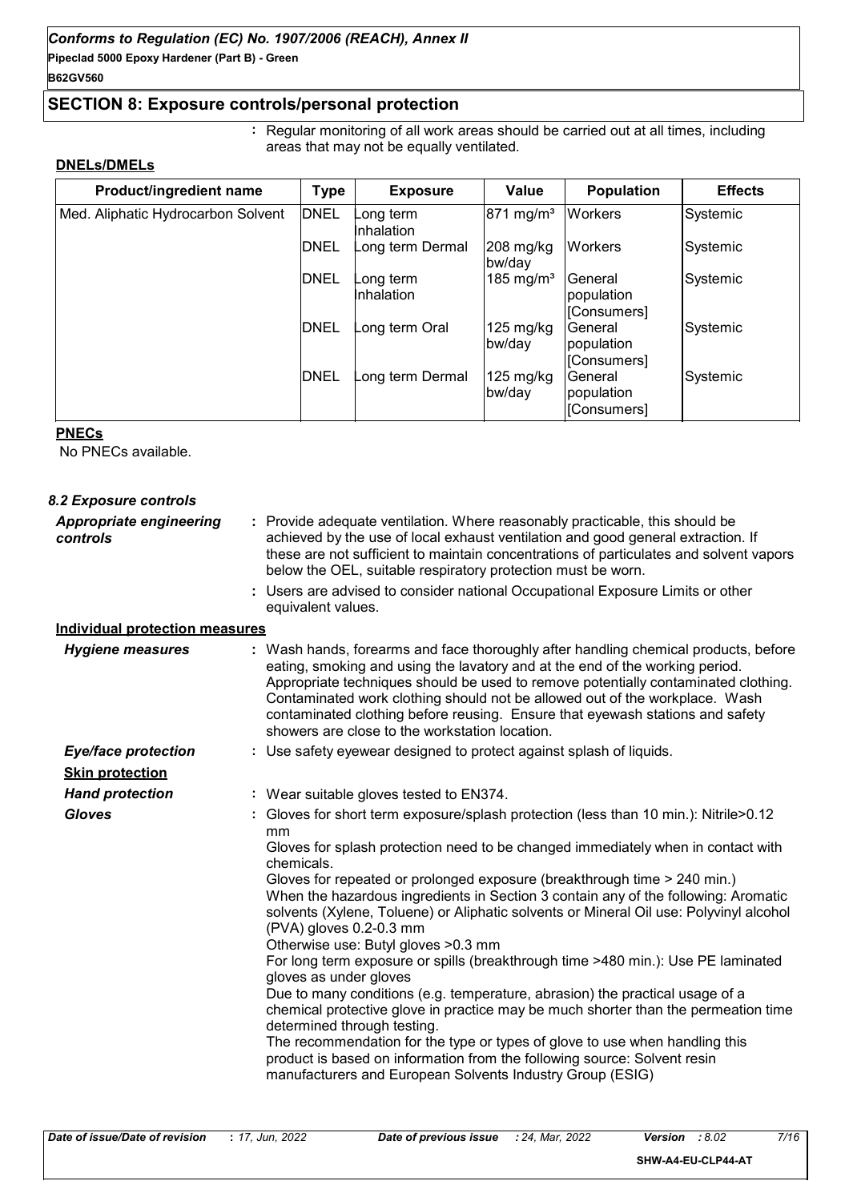## SECTION 8: Exposure controls/personal protection

: Regular monitoring of all work areas should be carried out at all times, including areas that may not be equally ventilated.

**DNELs/DMELs**

| Product/ingredient name | Type | Exposure | Value | Population | Effects |
|---|---|---|---|---|---|
| Med. Aliphatic Hydrocarbon Solvent | DNEL | Long term Inhalation | 871 mg/m³ | Workers | Systemic |
| | DNEL | Long term Dermal | 208 mg/kg bw/day | Workers | Systemic |
| | DNEL | Long term Inhalation | 185 mg/m³ | General population [Consumers] | Systemic |
| | DNEL | Long term Oral | 125 mg/kg bw/day | General population [Consumers] | Systemic |
| | DNEL | Long term Dermal | 125 mg/kg bw/day | General population [Consumers] | Systemic |

**PNECs**

No PNECs available.

### 8.2 Exposure controls

***Appropriate engineering controls*** : Provide adequate ventilation. Where reasonably practicable, this should be achieved by the use of local exhaust ventilation and good general extraction. If these are not sufficient to maintain concentrations of particulates and solvent vapors below the OEL, suitable respiratory protection must be worn.

: Users are advised to consider national Occupational Exposure Limits or other equivalent values.

**Individual protection measures**

***Hygiene measures*** : Wash hands, forearms and face thoroughly after handling chemical products, before eating, smoking and using the lavatory and at the end of the working period. Appropriate techniques should be used to remove potentially contaminated clothing. Contaminated work clothing should not be allowed out of the workplace. Wash contaminated clothing before reusing. Ensure that eyewash stations and safety showers are close to the workstation location.

***Eye/face protection*** : Use safety eyewear designed to protect against splash of liquids.

**Skin protection**

***Hand protection*** : Wear suitable gloves tested to EN374.

***Gloves*** : Gloves for short term exposure/splash protection (less than 10 min.): Nitrile>0.12 mm

Gloves for splash protection need to be changed immediately when in contact with chemicals.

Gloves for repeated or prolonged exposure (breakthrough time > 240 min.)

When the hazardous ingredients in Section 3 contain any of the following: Aromatic solvents (Xylene, Toluene) or Aliphatic solvents or Mineral Oil use: Polyvinyl alcohol (PVA) gloves 0.2-0.3 mm

Otherwise use: Butyl gloves >0.3 mm

For long term exposure or spills (breakthrough time >480 min.): Use PE laminated gloves as under gloves

Due to many conditions (e.g. temperature, abrasion) the practical usage of a chemical protective glove in practice may be much shorter than the permeation time determined through testing.

The recommendation for the type or types of glove to use when handling this product is based on information from the following source: Solvent resin manufacturers and European Solvents Industry Group (ESIG)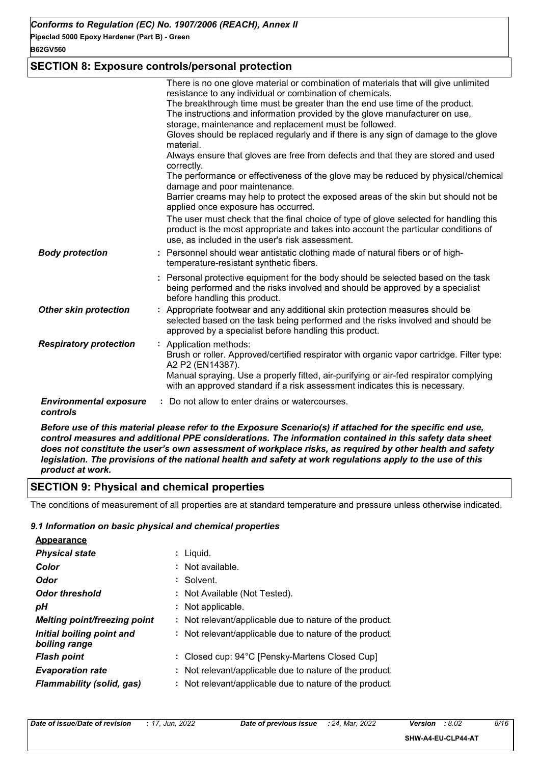## SECTION 8: Exposure controls/personal protection

There is no one glove material or combination of materials that will give unlimited resistance to any individual or combination of chemicals.
The breakthrough time must be greater than the end use time of the product.
The instructions and information provided by the glove manufacturer on use, storage, maintenance and replacement must be followed.
Gloves should be replaced regularly and if there is any sign of damage to the glove material.
Always ensure that gloves are free from defects and that they are stored and used correctly.
The performance or effectiveness of the glove may be reduced by physical/chemical damage and poor maintenance.
Barrier creams may help to protect the exposed areas of the skin but should not be applied once exposure has occurred.
The user must check that the final choice of type of glove selected for handling this product is the most appropriate and takes into account the particular conditions of use, as included in the user's risk assessment.

***Body protection*** : Personnel should wear antistatic clothing made of natural fibers or of high-temperature-resistant synthetic fibers.

: Personal protective equipment for the body should be selected based on the task being performed and the risks involved and should be approved by a specialist before handling this product.

***Other skin protection*** : Appropriate footwear and any additional skin protection measures should be selected based on the task being performed and the risks involved and should be approved by a specialist before handling this product.

***Respiratory protection*** : Application methods:
Brush or roller. Approved/certified respirator with organic vapor cartridge. Filter type: A2 P2 (EN14387).
Manual spraying. Use a properly fitted, air-purifying or air-fed respirator complying with an approved standard if a risk assessment indicates this is necessary.

***Environmental exposure controls*** : Do not allow to enter drains or watercourses.

***Before use of this material please refer to the Exposure Scenario(s) if attached for the specific end use, control measures and additional PPE considerations. The information contained in this safety data sheet does not constitute the user's own assessment of workplace risks, as required by other health and safety legislation. The provisions of the national health and safety at work regulations apply to the use of this product at work.***

## SECTION 9: Physical and chemical properties

The conditions of measurement of all properties are at standard temperature and pressure unless otherwise indicated.

### *9.1 Information on basic physical and chemical properties*

**Appearance**

***Physical state*** : Liquid.

***Color*** : Not available.

***Odor*** : Solvent.

***Odor threshold*** : Not Available (Not Tested).

***pH*** : Not applicable.

***Melting point/freezing point*** : Not relevant/applicable due to nature of the product.

***Initial boiling point and boiling range*** : Not relevant/applicable due to nature of the product.

***Flash point*** : Closed cup: 94°C [Pensky-Martens Closed Cup]

***Evaporation rate*** : Not relevant/applicable due to nature of the product.

***Flammability (solid, gas)*** : Not relevant/applicable due to nature of the product.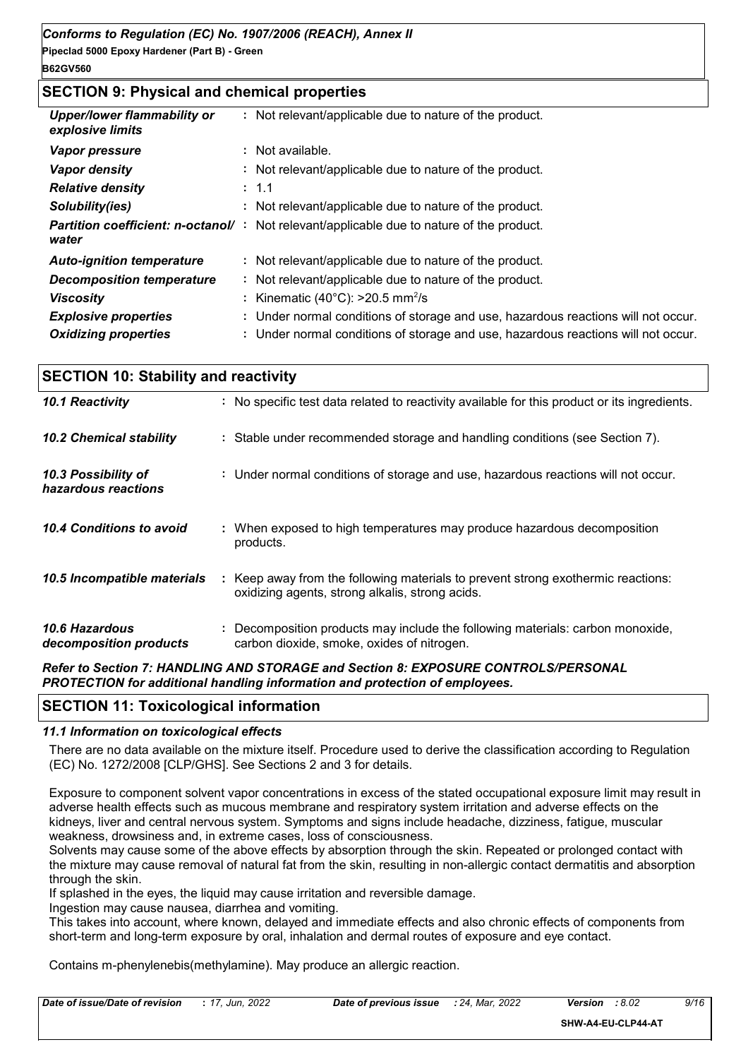## SECTION 9: Physical and chemical properties

| | |
|---|---|
| ***Upper/lower flammability or explosive limits*** | : Not relevant/applicable due to nature of the product. |
| ***Vapor pressure*** | : Not available. |
| ***Vapor density*** | : Not relevant/applicable due to nature of the product. |
| ***Relative density*** | : 1.1 |
| ***Solubility(ies)*** | : Not relevant/applicable due to nature of the product. |
| ***Partition coefficient: n-octanol/ water*** | : Not relevant/applicable due to nature of the product. |
| ***Auto-ignition temperature*** | : Not relevant/applicable due to nature of the product. |
| ***Decomposition temperature*** | : Not relevant/applicable due to nature of the product. |
| ***Viscosity*** | : Kinematic (40°C): >20.5 $mm^2$/s |
| ***Explosive properties*** | : Under normal conditions of storage and use, hazardous reactions will not occur. |
| ***Oxidizing properties*** | : Under normal conditions of storage and use, hazardous reactions will not occur. |

## SECTION 10: Stability and reactivity

| | |
|---|---|
| ***10.1 Reactivity*** | : No specific test data related to reactivity available for this product or its ingredients. |
| ***10.2 Chemical stability*** | : Stable under recommended storage and handling conditions (see Section 7). |
| ***10.3 Possibility of hazardous reactions*** | : Under normal conditions of storage and use, hazardous reactions will not occur. |
| ***10.4 Conditions to avoid*** | : When exposed to high temperatures may produce hazardous decomposition products. |
| ***10.5 Incompatible materials*** | : Keep away from the following materials to prevent strong exothermic reactions: oxidizing agents, strong alkalis, strong acids. |
| ***10.6 Hazardous decomposition products*** | : Decomposition products may include the following materials: carbon monoxide, carbon dioxide, smoke, oxides of nitrogen. |

***Refer to Section 7: HANDLING AND STORAGE and Section 8: EXPOSURE CONTROLS/PERSONAL PROTECTION for additional handling information and protection of employees.***

## SECTION 11: Toxicological information

### *11.1 Information on toxicological effects*

There are no data available on the mixture itself. Procedure used to derive the classification according to Regulation (EC) No. 1272/2008 [CLP/GHS]. See Sections 2 and 3 for details.

Exposure to component solvent vapor concentrations in excess of the stated occupational exposure limit may result in adverse health effects such as mucous membrane and respiratory system irritation and adverse effects on the kidneys, liver and central nervous system. Symptoms and signs include headache, dizziness, fatigue, muscular weakness, drowsiness and, in extreme cases, loss of consciousness.
Solvents may cause some of the above effects by absorption through the skin. Repeated or prolonged contact with the mixture may cause removal of natural fat from the skin, resulting in non-allergic contact dermatitis and absorption through the skin.
If splashed in the eyes, the liquid may cause irritation and reversible damage.
Ingestion may cause nausea, diarrhea and vomiting.
This takes into account, where known, delayed and immediate effects and also chronic effects of components from short-term and long-term exposure by oral, inhalation and dermal routes of exposure and eye contact.

Contains m-phenylenebis(methylamine). May produce an allergic reaction.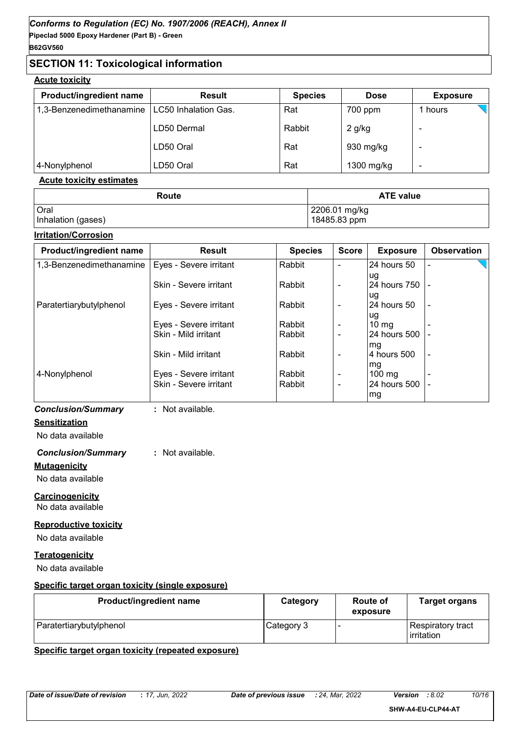## SECTION 11: Toxicological information

**Acute toxicity**

| Product/ingredient name | Result | Species | Dose | Exposure |
|---|---|---|---|---|
| 1,3-Benzenedimethanamine | LC50 Inhalation Gas. | Rat | 700 ppm | 1 hours |
| | LD50 Dermal | Rabbit | 2 g/kg | - |
| | LD50 Oral | Rat | 930 mg/kg | - |
| 4-Nonylphenol | LD50 Oral | Rat | 1300 mg/kg | - |

**Acute toxicity estimates**

| Route | ATE value |
|---|---|
| Oral<br>Inhalation (gases) | 2206.01 mg/kg<br>18485.83 ppm |

**Irritation/Corrosion**

| Product/ingredient name | Result | Species | Score | Exposure | Observation |
|---|---|---|---|---|---|
| 1,3-Benzenedimethanamine | Eyes - Severe irritant | Rabbit | - | 24 hours 50 ug | - |
| | Skin - Severe irritant | Rabbit | - | 24 hours 750 ug | - |
| Paratertiarybutylphenol | Eyes - Severe irritant | Rabbit | - | 24 hours 50 ug | - |
| | Eyes - Severe irritant | Rabbit | - | 10 mg | - |
| | Skin - Mild irritant | Rabbit | - | 24 hours 500 mg | - |
| | Skin - Mild irritant | Rabbit | - | 4 hours 500 mg | - |
| 4-Nonylphenol | Eyes - Severe irritant | Rabbit | - | 100 mg | - |
| | Skin - Severe irritant | Rabbit | - | 24 hours 500 mg | - |

***Conclusion/Summary*** : Not available.

**Sensitization**

No data available

***Conclusion/Summary*** : Not available.

**Mutagenicity**

No data available

**Carcinogenicity**

No data available

**Reproductive toxicity**

No data available

**Teratogenicity**

No data available

**Specific target organ toxicity (single exposure)**

| Product/ingredient name | Category | Route of exposure | Target organs |
|---|---|---|---|
| Paratertiarybutylphenol | Category 3 | - | Respiratory tract irritation |

**Specific target organ toxicity (repeated exposure)**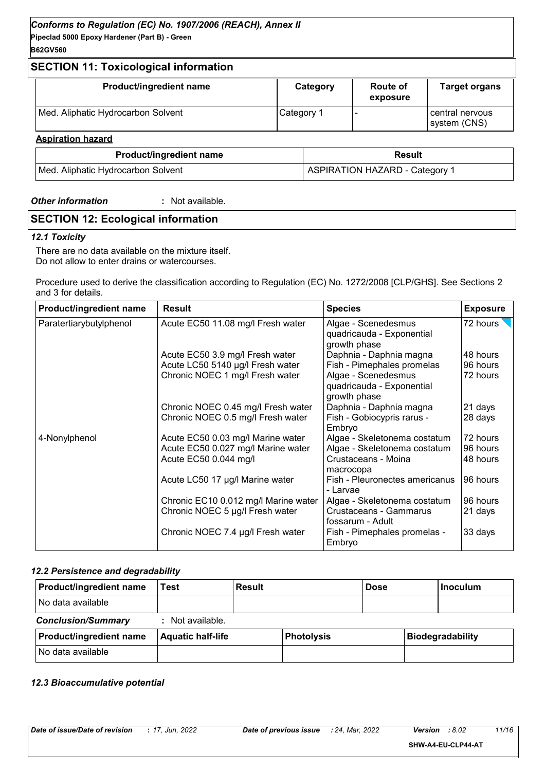## SECTION 11: Toxicological information

| Product/ingredient name | Category | Route of exposure | Target organs |
|---|---|---|---|
| Med. Aliphatic Hydrocarbon Solvent | Category 1 | - | central nervous system (CNS) |

**Aspiration hazard**

| Product/ingredient name | Result |
|---|---|
| Med. Aliphatic Hydrocarbon Solvent | ASPIRATION HAZARD - Category 1 |

***Other information*** **:** Not available.

## SECTION 12: Ecological information

### *12.1 Toxicity*

There are no data available on the mixture itself.
Do not allow to enter drains or watercourses.

Procedure used to derive the classification according to Regulation (EC) No. 1272/2008 [CLP/GHS]. See Sections 2 and 3 for details.

| Product/ingredient name | Result | Species | Exposure |
|---|---|---|---|
| Paratertiarybutylphenol | Acute EC50 11.08 mg/l Fresh water | Algae - Scenedesmus quadricauda - Exponential growth phase | 72 hours |
| | Acute EC50 3.9 mg/l Fresh water | Daphnia - Daphnia magna | 48 hours |
| | Acute LC50 5140 µg/l Fresh water | Fish - Pimephales promelas | 96 hours |
| | Chronic NOEC 1 mg/l Fresh water | Algae - Scenedesmus quadricauda - Exponential growth phase | 72 hours |
| | Chronic NOEC 0.45 mg/l Fresh water | Daphnia - Daphnia magna | 21 days |
| | Chronic NOEC 0.5 mg/l Fresh water | Fish - Gobiocypris rarus - Embryo | 28 days |
| 4-Nonylphenol | Acute EC50 0.03 mg/l Marine water | Algae - Skeletonema costatum | 72 hours |
| | Acute EC50 0.027 mg/l Marine water | Algae - Skeletonema costatum | 96 hours |
| | Acute EC50 0.044 mg/l | Crustaceans - Moina macrocopa | 48 hours |
| | Acute LC50 17 µg/l Marine water | Fish - Pleuronectes americanus - Larvae | 96 hours |
| | Chronic EC10 0.012 mg/l Marine water | Algae - Skeletonema costatum | 96 hours |
| | Chronic NOEC 5 µg/l Fresh water | Crustaceans - Gammarus fossarum - Adult | 21 days |
| | Chronic NOEC 7.4 µg/l Fresh water | Fish - Pimephales promelas - Embryo | 33 days |

### *12.2 Persistence and degradability*

| Product/ingredient name | Test | Result | Dose | Inoculum |
|---|---|---|---|---|
| No data available | | | | |

***Conclusion/Summary*** **:** Not available.

| Product/ingredient name | Aquatic half-life | Photolysis | Biodegradability |
|---|---|---|---|
| No data available | | | |

### *12.3 Bioaccumulative potential*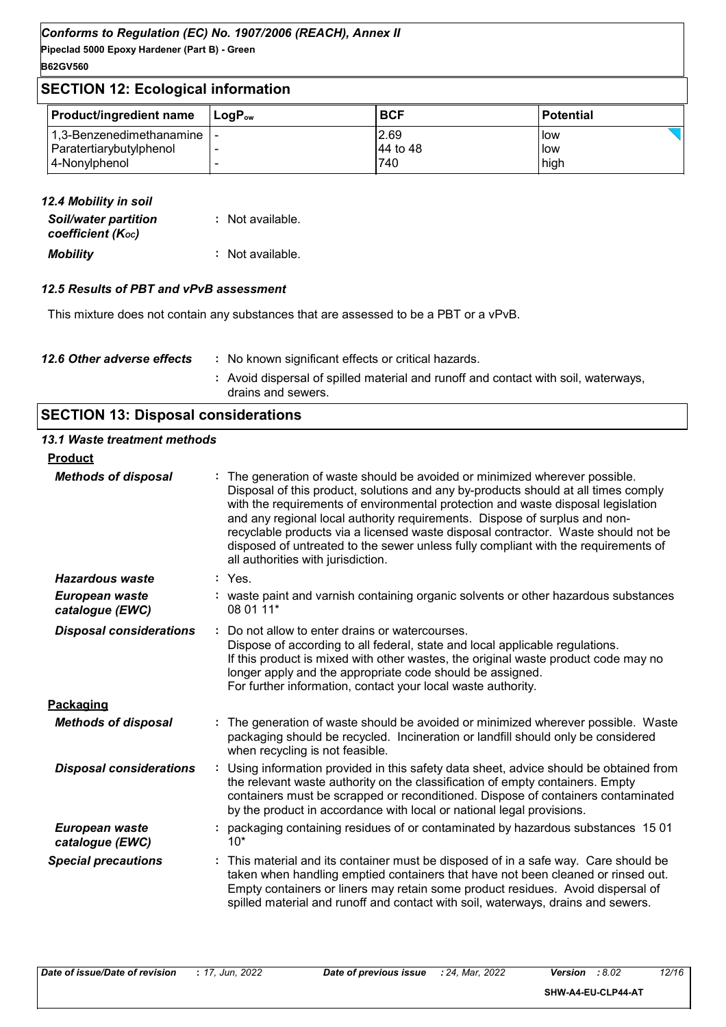## SECTION 12: Ecological information

| Product/ingredient name | $LogP_{ow}$ | BCF | Potential |
|---|---|---|---|
| 1,3-Benzenedimethanamine | - | 2.69 | low |
| Paratertiarybutylphenol | - | 44 to 48 | low |
| 4-Nonylphenol | - | 740 | high |

### *12.4 Mobility in soil*

***Soil/water partition coefficient ($K_{OC}$)*** : Not available.

***Mobility*** : Not available.

### *12.5 Results of PBT and vPvB assessment*

This mixture does not contain any substances that are assessed to be a PBT or a vPvB.

***12.6 Other adverse effects*** : No known significant effects or critical hazards.

: Avoid dispersal of spilled material and runoff and contact with soil, waterways, drains and sewers.

## SECTION 13: Disposal considerations

### *13.1 Waste treatment methods*

**Product**

***Methods of disposal*** : The generation of waste should be avoided or minimized wherever possible. Disposal of this product, solutions and any by-products should at all times comply with the requirements of environmental protection and waste disposal legislation and any regional local authority requirements. Dispose of surplus and non-recyclable products via a licensed waste disposal contractor. Waste should not be disposed of untreated to the sewer unless fully compliant with the requirements of all authorities with jurisdiction.

***Hazardous waste*** : Yes.

***European waste catalogue (EWC)*** : waste paint and varnish containing organic solvents or other hazardous substances 08 01 11*

***Disposal considerations*** : Do not allow to enter drains or watercourses.
Dispose of according to all federal, state and local applicable regulations.
If this product is mixed with other wastes, the original waste product code may no longer apply and the appropriate code should be assigned.
For further information, contact your local waste authority.

**Packaging**

***Methods of disposal*** : The generation of waste should be avoided or minimized wherever possible. Waste packaging should be recycled. Incineration or landfill should only be considered when recycling is not feasible.

***Disposal considerations*** : Using information provided in this safety data sheet, advice should be obtained from the relevant waste authority on the classification of empty containers. Empty containers must be scrapped or reconditioned. Dispose of containers contaminated by the product in accordance with local or national legal provisions.

***European waste catalogue (EWC)*** : packaging containing residues of or contaminated by hazardous substances 15 01 10*

***Special precautions*** : This material and its container must be disposed of in a safe way. Care should be taken when handling emptied containers that have not been cleaned or rinsed out. Empty containers or liners may retain some product residues. Avoid dispersal of spilled material and runoff and contact with soil, waterways, drains and sewers.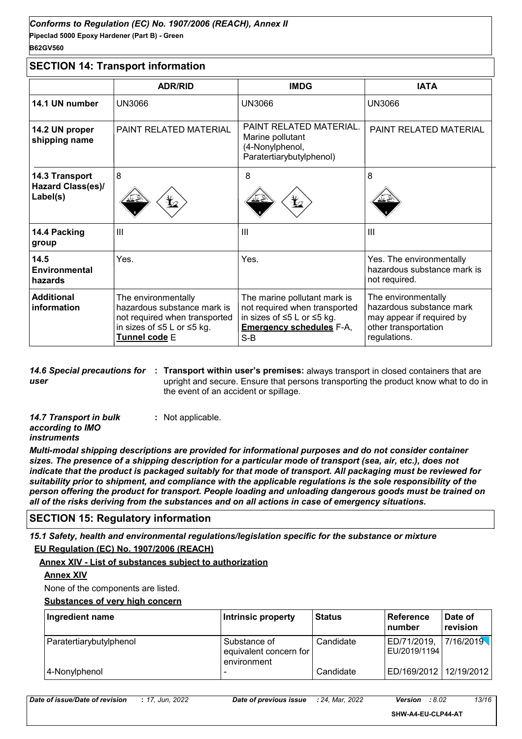## SECTION 14: Transport information

| | ADR/RID | IMDG | IATA |
|---|---|---|---|
| **14.1 UN number** | UN3066 | UN3066 | UN3066 |
| **14.2 UN proper shipping name** | PAINT RELATED MATERIAL | PAINT RELATED MATERIAL. Marine pollutant (4-Nonylphenol, Paratertiarybutylphenol) | PAINT RELATED MATERIAL |
| **14.3 Transport Hazard Class(es)/ Label(s)** | 8 | 8 | 8 |
| **14.4 Packing group** | III | III | III |
| **14.5 Environmental hazards** | Yes. | Yes. | Yes. The environmentally hazardous substance mark is not required. |
| **Additional information** | The environmentally hazardous substance mark is not required when transported in sizes of ≤5 L or ≤5 kg. **Tunnel code** E | The marine pollutant mark is not required when transported in sizes of ≤5 L or ≤5 kg. **Emergency schedules** F-A, S-B | The environmentally hazardous substance mark may appear if required by other transportation regulations. |

*14.6 Special precautions for user* : **Transport within user's premises:** always transport in closed containers that are upright and secure. Ensure that persons transporting the product know what to do in the event of an accident or spillage.

*14.7 Transport in bulk according to IMO instruments* : Not applicable.

***Multi-modal shipping descriptions are provided for informational purposes and do not consider container sizes. The presence of a shipping description for a particular mode of transport (sea, air, etc.), does not indicate that the product is packaged suitably for that mode of transport. All packaging must be reviewed for suitability prior to shipment, and compliance with the applicable regulations is the sole responsibility of the person offering the product for transport. People loading and unloading dangerous goods must be trained on all of the risks deriving from the substances and on all actions in case of emergency situations.***

## SECTION 15: Regulatory information

***15.1 Safety, health and environmental regulations/legislation specific for the substance or mixture***

**EU Regulation (EC) No. 1907/2006 (REACH)**

**Annex XIV - List of substances subject to authorization**

**Annex XIV**

None of the components are listed.

**Substances of very high concern**

| Ingredient name | Intrinsic property | Status | Reference number | Date of revision |
|---|---|---|---|---|
| Paratertiarybutylphenol | Substance of equivalent concern for environment | Candidate | ED/71/2019, EU/2019/1194 | 7/16/2019 |
| 4-Nonylphenol | - | Candidate | ED/169/2012 | 12/19/2012 |

*Date of issue/Date of revision* : *17, Jun, 2022* *Date of previous issue* : *24, Mar, 2022* *Version* : *8.02*

**SHW-A4-EU-CLP44-AT**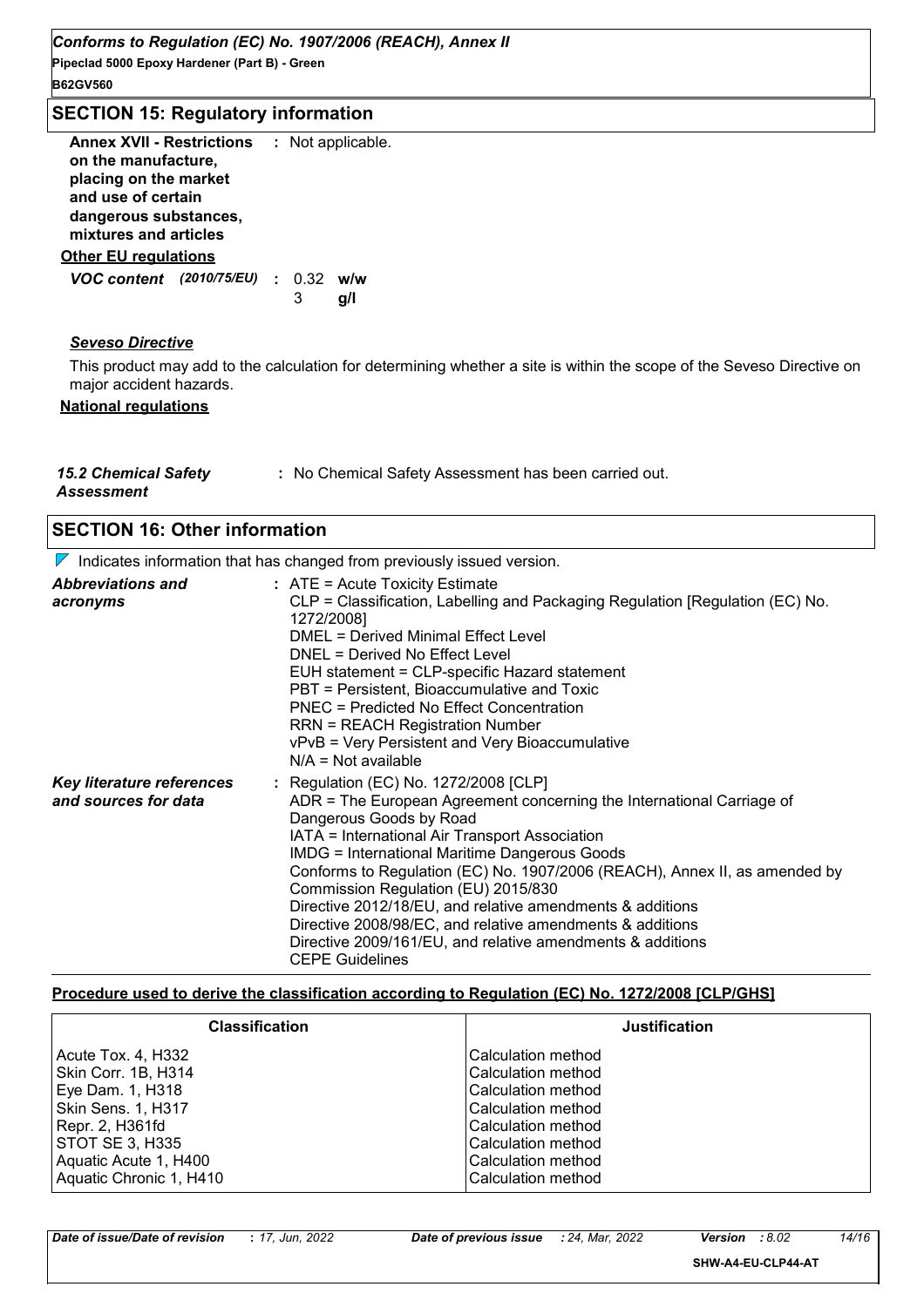## SECTION 15: Regulatory information

**Annex XVII - Restrictions on the manufacture, placing on the market and use of certain dangerous substances, mixtures and articles** : Not applicable.

**Other EU regulations**

***VOC content*** *(2010/75/EU)* : 0.32 **w/w**
3 **g/l**

***Seveso Directive***

This product may add to the calculation for determining whether a site is within the scope of the Seveso Directive on major accident hazards.

**National regulations**

***15.2 Chemical Safety Assessment*** : No Chemical Safety Assessment has been carried out.

## SECTION 16: Other information

Indicates information that has changed from previously issued version.

***Abbreviations and acronyms*** :
ATE = Acute Toxicity Estimate
CLP = Classification, Labelling and Packaging Regulation [Regulation (EC) No. 1272/2008]
DMEL = Derived Minimal Effect Level
DNEL = Derived No Effect Level
EUH statement = CLP-specific Hazard statement
PBT = Persistent, Bioaccumulative and Toxic
PNEC = Predicted No Effect Concentration
RRN = REACH Registration Number
vPvB = Very Persistent and Very Bioaccumulative
N/A = Not available

***Key literature references and sources for data*** :
Regulation (EC) No. 1272/2008 [CLP]
ADR = The European Agreement concerning the International Carriage of Dangerous Goods by Road
IATA = International Air Transport Association
IMDG = International Maritime Dangerous Goods
Conforms to Regulation (EC) No. 1907/2006 (REACH), Annex II, as amended by Commission Regulation (EU) 2015/830
Directive 2012/18/EU, and relative amendments & additions
Directive 2008/98/EC, and relative amendments & additions
Directive 2009/161/EU, and relative amendments & additions
CEPE Guidelines

**Procedure used to derive the classification according to Regulation (EC) No. 1272/2008 [CLP/GHS]**

| Classification | Justification |
| --- | --- |
| Acute Tox. 4, H332 | Calculation method |
| Skin Corr. 1B, H314 | Calculation method |
| Eye Dam. 1, H318 | Calculation method |
| Skin Sens. 1, H317 | Calculation method |
| Repr. 2, H361fd | Calculation method |
| STOT SE 3, H335 | Calculation method |
| Aquatic Acute 1, H400 | Calculation method |
| Aquatic Chronic 1, H410 | Calculation method |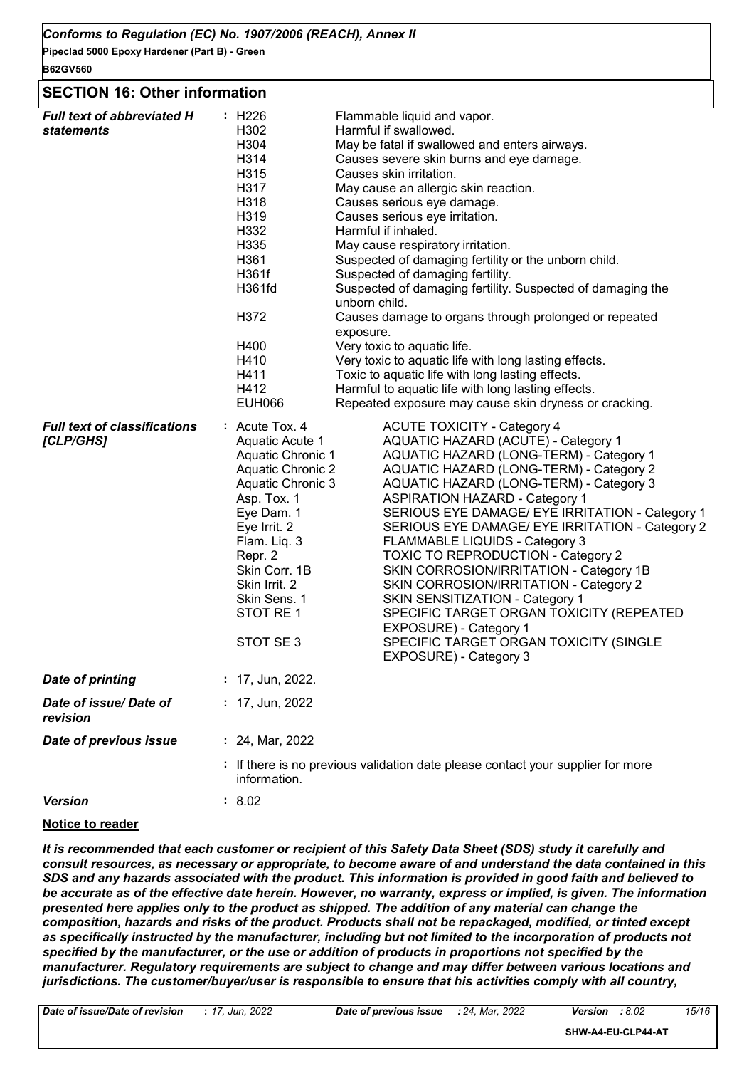## SECTION 16: Other information

| | | |
|---|---|---|
| ***Full text of abbreviated H statements*** | : H226 | Flammable liquid and vapor. |
| | H302 | Harmful if swallowed. |
| | H304 | May be fatal if swallowed and enters airways. |
| | H314 | Causes severe skin burns and eye damage. |
| | H315 | Causes skin irritation. |
| | H317 | May cause an allergic skin reaction. |
| | H318 | Causes serious eye damage. |
| | H319 | Causes serious eye irritation. |
| | H332 | Harmful if inhaled. |
| | H335 | May cause respiratory irritation. |
| | H361 | Suspected of damaging fertility or the unborn child. |
| | H361f | Suspected of damaging fertility. |
| | H361fd | Suspected of damaging fertility. Suspected of damaging the unborn child. |
| | H372 | Causes damage to organs through prolonged or repeated exposure. |
| | H400 | Very toxic to aquatic life. |
| | H410 | Very toxic to aquatic life with long lasting effects. |
| | H411 | Toxic to aquatic life with long lasting effects. |
| | H412 | Harmful to aquatic life with long lasting effects. |
| | EUH066 | Repeated exposure may cause skin dryness or cracking. |
| ***Full text of classifications [CLP/GHS]*** | : Acute Tox. 4 | ACUTE TOXICITY - Category 4 |
| | Aquatic Acute 1 | AQUATIC HAZARD (ACUTE) - Category 1 |
| | Aquatic Chronic 1 | AQUATIC HAZARD (LONG-TERM) - Category 1 |
| | Aquatic Chronic 2 | AQUATIC HAZARD (LONG-TERM) - Category 2 |
| | Aquatic Chronic 3 | AQUATIC HAZARD (LONG-TERM) - Category 3 |
| | Asp. Tox. 1 | ASPIRATION HAZARD - Category 1 |
| | Eye Dam. 1 | SERIOUS EYE DAMAGE/ EYE IRRITATION - Category 1 |
| | Eye Irrit. 2 | SERIOUS EYE DAMAGE/ EYE IRRITATION - Category 2 |
| | Flam. Liq. 3 | FLAMMABLE LIQUIDS - Category 3 |
| | Repr. 2 | TOXIC TO REPRODUCTION - Category 2 |
| | Skin Corr. 1B | SKIN CORROSION/IRRITATION - Category 1B |
| | Skin Irrit. 2 | SKIN CORROSION/IRRITATION - Category 2 |
| | Skin Sens. 1 | SKIN SENSITIZATION - Category 1 |
| | STOT RE 1 | SPECIFIC TARGET ORGAN TOXICITY (REPEATED EXPOSURE) - Category 1 |
| | STOT SE 3 | SPECIFIC TARGET ORGAN TOXICITY (SINGLE EXPOSURE) - Category 3 |
| ***Date of printing*** | : 17, Jun, 2022. | |
| ***Date of issue/ Date of revision*** | : 17, Jun, 2022 | |
| ***Date of previous issue*** | : 24, Mar, 2022 | |
| | : If there is no previous validation date please contact your supplier for more information. | |
| ***Version*** | : 8.02 | |

**Notice to reader**

***It is recommended that each customer or recipient of this Safety Data Sheet (SDS) study it carefully and consult resources, as necessary or appropriate, to become aware of and understand the data contained in this SDS and any hazards associated with the product. This information is provided in good faith and believed to be accurate as of the effective date herein. However, no warranty, express or implied, is given. The information presented here applies only to the product as shipped. The addition of any material can change the composition, hazards and risks of the product. Products shall not be repackaged, modified, or tinted except as specifically instructed by the manufacturer, including but not limited to the incorporation of products not specified by the manufacturer, or the use or addition of products in proportions not specified by the manufacturer. Regulatory requirements are subject to change and may differ between various locations and jurisdictions. The customer/buyer/user is responsible to ensure that his activities comply with all country,***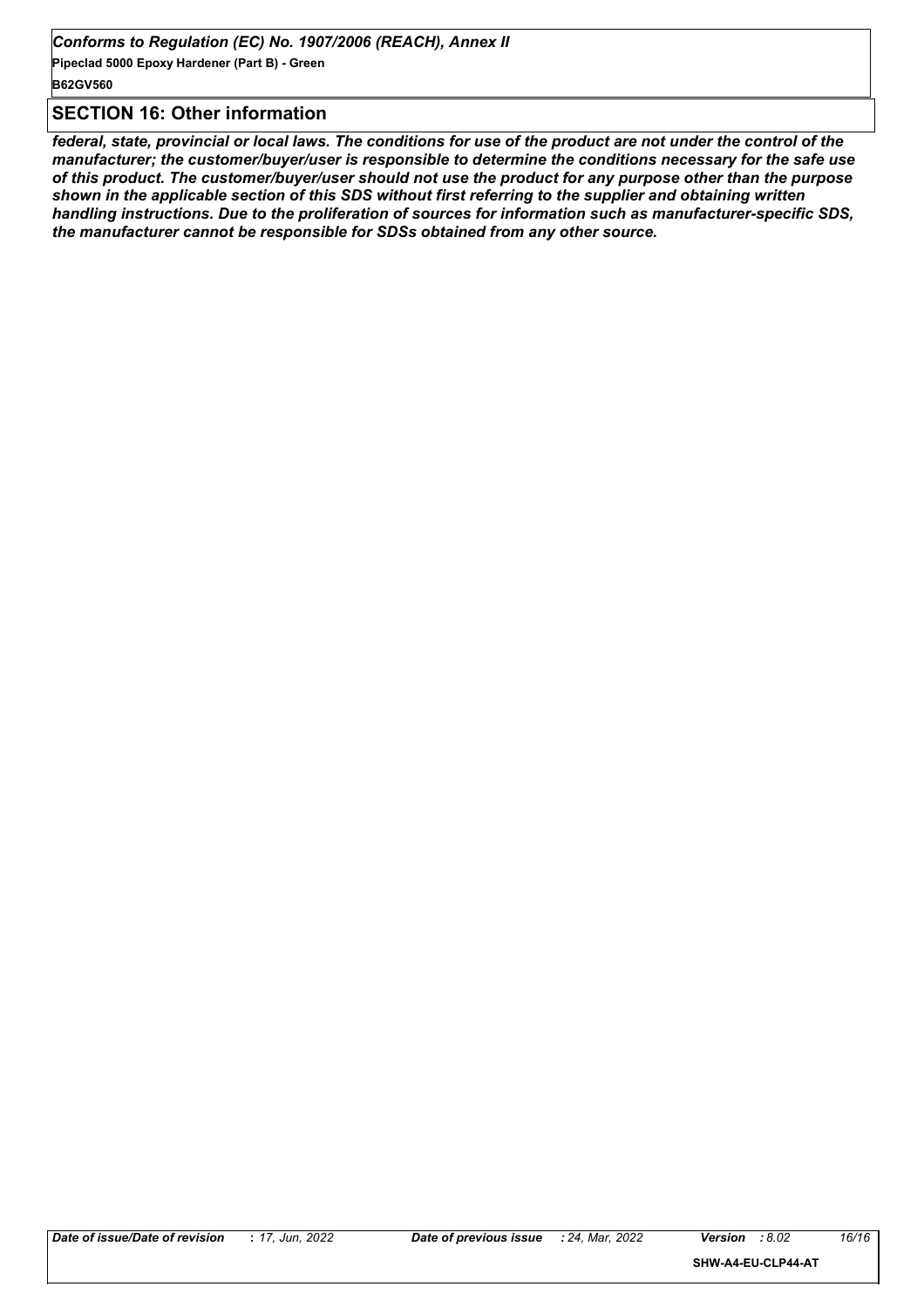## SECTION 16: Other information

***federal, state, provincial or local laws. The conditions for use of the product are not under the control of the manufacturer; the customer/buyer/user is responsible to determine the conditions necessary for the safe use of this product. The customer/buyer/user should not use the product for any purpose other than the purpose shown in the applicable section of this SDS without first referring to the supplier and obtaining written handling instructions. Due to the proliferation of sources for information such as manufacturer-specific SDS, the manufacturer cannot be responsible for SDSs obtained from any other source.***